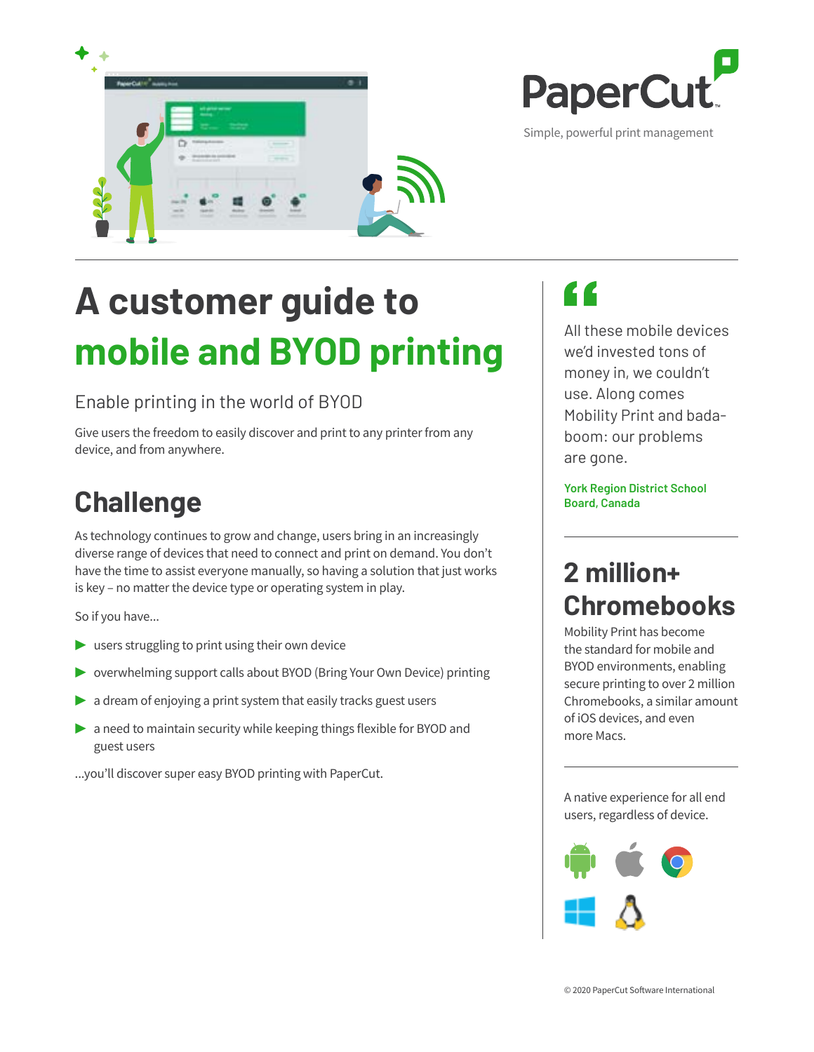PaperCut

Simple, powerful print management

# A customer guide to **mobile and BYOD printing**

## Enable printing in the world of BYOD

Give users the freedom to easily discover and print to any printer from any device, and from anywhere.

## Challenge

As technology continues to grow and change, users bring in an increasingly diverse range of devices that need to connect and print on demand. You don't have the time to assist everyone manually, so having a solution that just works is key – no matter the device type or operating system in play.

So if you have...

- users struggling to print using their own device
- overwhelming support calls about BYOD (Bring Your Own Device) printing
- a dream of enjoying a print system that easily tracks guest users
- a need to maintain security while keeping things flexible for BYOD and guest users

...you'll discover super easy BYOD printing with PaperCut.

> All these mobile devices we'd invested tons of money in, we couldn't use. Along comes Mobility Print and bada-boom: our problems are gone.
>
> **York Region District School Board, Canada**

## 2 million+ Chromebooks

Mobility Print has become the standard for mobile and BYOD environments, enabling secure printing to over 2 million Chromebooks, a similar amount of iOS devices, and even more Macs.

A native experience for all end users, regardless of device.

© 2020 PaperCut Software International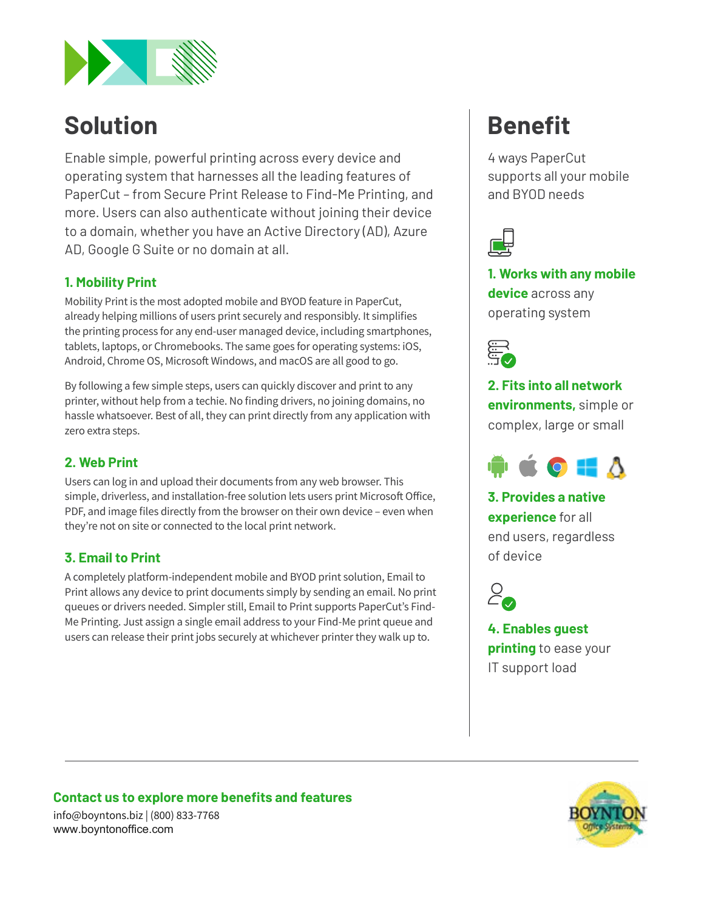# Solution

Enable simple, powerful printing across every device and operating system that harnesses all the leading features of PaperCut – from Secure Print Release to Find-Me Printing, and more. Users can also authenticate without joining their device to a domain, whether you have an Active Directory (AD), Azure AD, Google G Suite or no domain at all.

### 1. Mobility Print

Mobility Print is the most adopted mobile and BYOD feature in PaperCut, already helping millions of users print securely and responsibly. It simplifies the printing process for any end-user managed device, including smartphones, tablets, laptops, or Chromebooks. The same goes for operating systems: iOS, Android, Chrome OS, Microsoft Windows, and macOS are all good to go.

By following a few simple steps, users can quickly discover and print to any printer, without help from a techie. No finding drivers, no joining domains, no hassle whatsoever. Best of all, they can print directly from any application with zero extra steps.

### 2. Web Print

Users can log in and upload their documents from any web browser. This simple, driverless, and installation-free solution lets users print Microsoft Office, PDF, and image files directly from the browser on their own device – even when they're not on site or connected to the local print network.

### 3. Email to Print

A completely platform-independent mobile and BYOD print solution, Email to Print allows any device to print documents simply by sending an email. No print queues or drivers needed. Simpler still, Email to Print supports PaperCut's Find-Me Printing. Just assign a single email address to your Find-Me print queue and users can release their print jobs securely at whichever printer they walk up to.

# Benefit

4 ways PaperCut supports all your mobile and BYOD needs

**1. Works with any mobile device** across any operating system

**2. Fits into all network environments,** simple or complex, large or small

**3. Provides a native experience** for all end users, regardless of device

**4. Enables guest printing** to ease your IT support load

---

**Contact us to explore more benefits and features**

info@boyntons.biz | (800) 833-7768
www.boyntonoffice.com